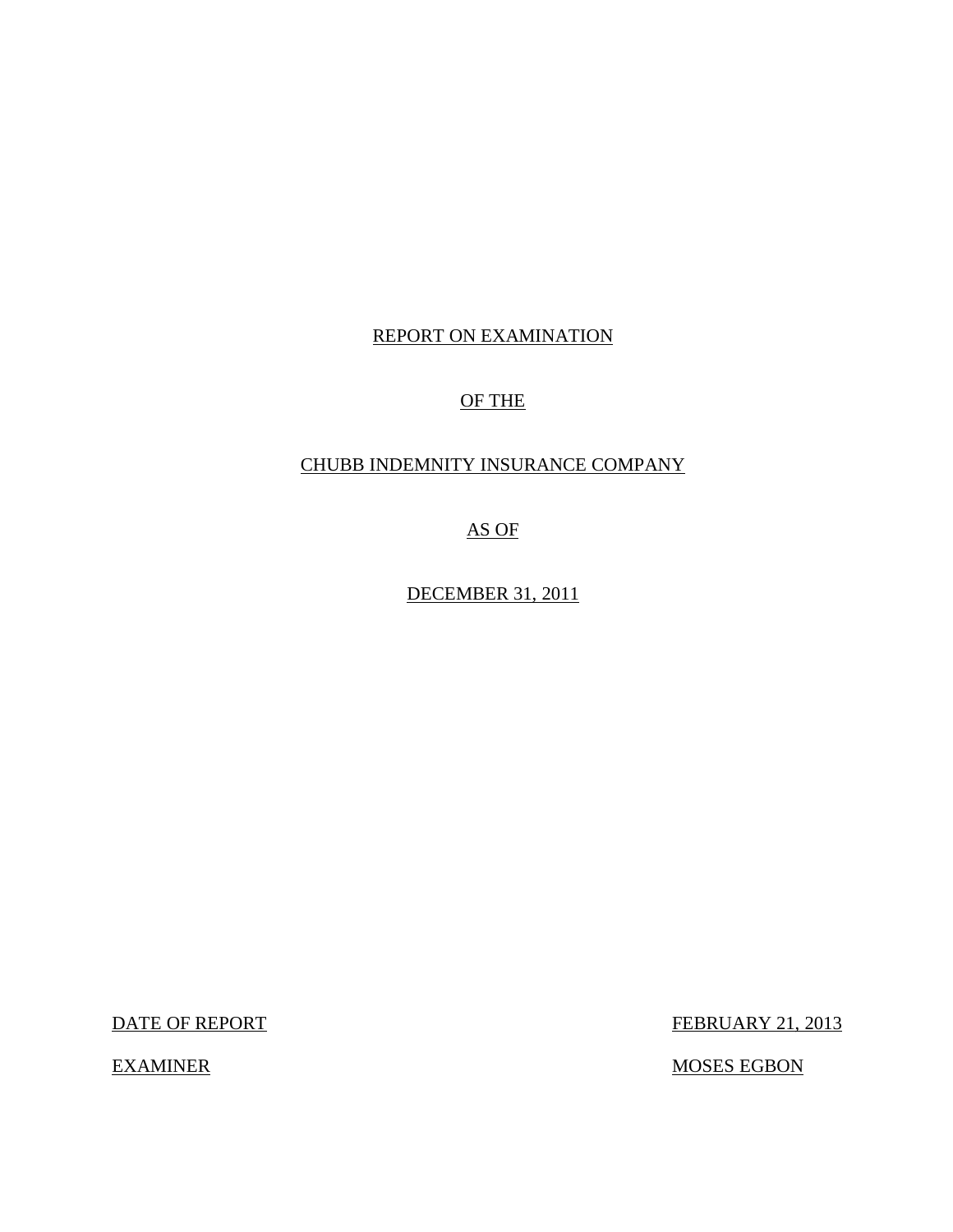# REPORT ON EXAMINATION

# OF THE

# CHUBB INDEMNITY INSURANCE COMPANY

# AS OF

# DECEMBER 31, 2011

| | |
|---|---|
| DATE OF REPORT | FEBRUARY 21, 2013 |
| EXAMINER | MOSES EGBON |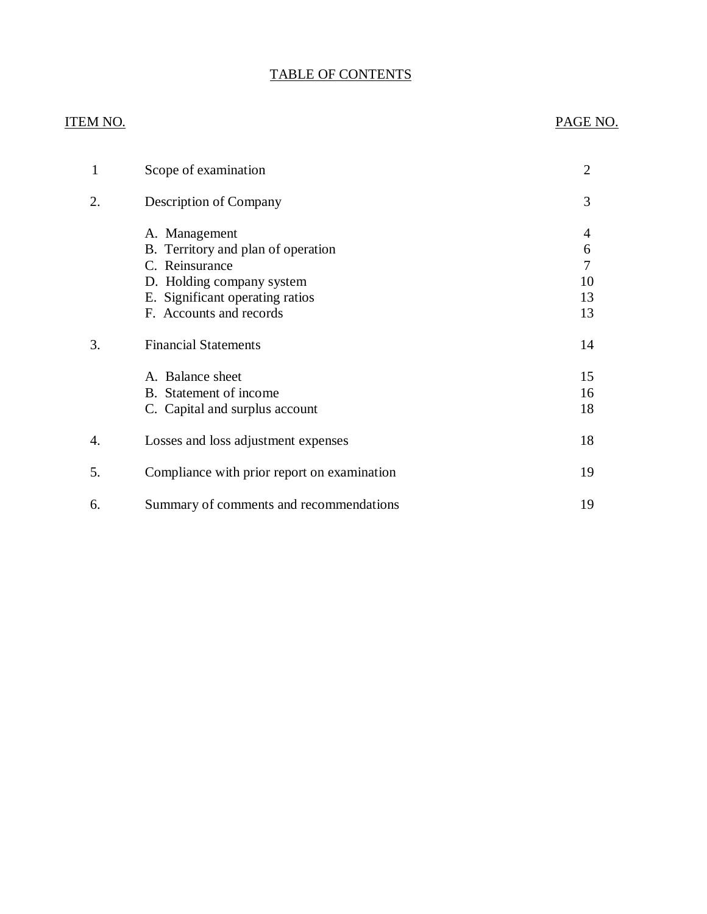# TABLE OF CONTENTS

| ITEM NO. | | PAGE NO. |
|---|---|---|
| 1 | Scope of examination | 2 |
| 2. | Description of Company | 3 |
| | A. Management | 4 |
| | B. Territory and plan of operation | 6 |
| | C. Reinsurance | 7 |
| | D. Holding company system | 10 |
| | E. Significant operating ratios | 13 |
| | F. Accounts and records | 13 |
| 3. | Financial Statements | 14 |
| | A. Balance sheet | 15 |
| | B. Statement of income | 16 |
| | C. Capital and surplus account | 18 |
| 4. | Losses and loss adjustment expenses | 18 |
| 5. | Compliance with prior report on examination | 19 |
| 6. | Summary of comments and recommendations | 19 |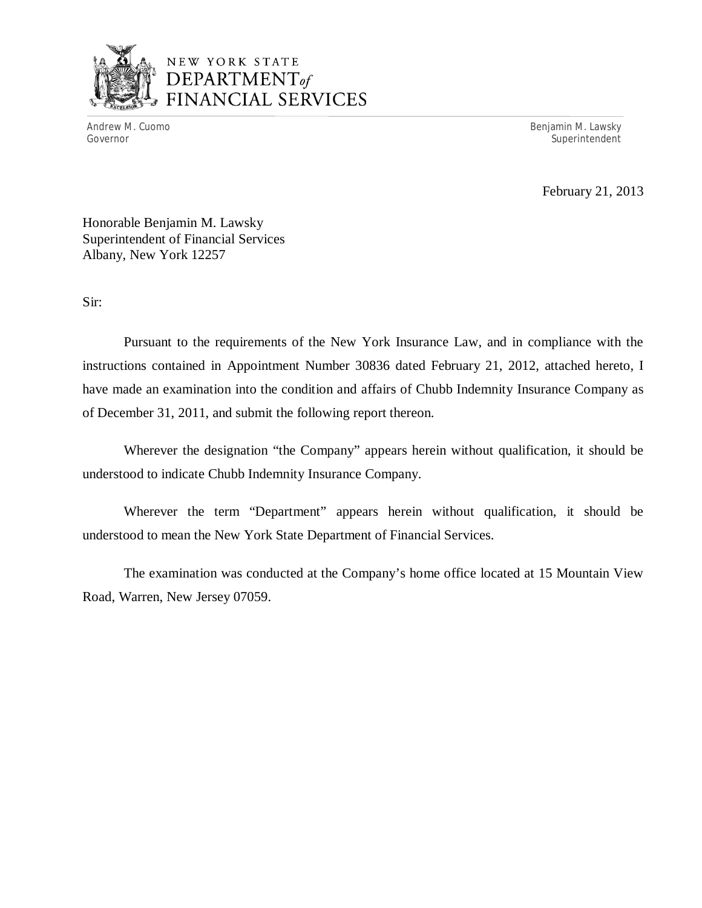NEW YORK STATE
DEPARTMENT *of*
FINANCIAL SERVICES

Andrew M. Cuomo
Governor

Benjamin M. Lawsky
Superintendent

February 21, 2013

Honorable Benjamin M. Lawsky
Superintendent of Financial Services
Albany, New York 12257

Sir:

Pursuant to the requirements of the New York Insurance Law, and in compliance with the instructions contained in Appointment Number 30836 dated February 21, 2012, attached hereto, I have made an examination into the condition and affairs of Chubb Indemnity Insurance Company as of December 31, 2011, and submit the following report thereon.

Wherever the designation "the Company" appears herein without qualification, it should be understood to indicate Chubb Indemnity Insurance Company.

Wherever the term "Department" appears herein without qualification, it should be understood to mean the New York State Department of Financial Services.

The examination was conducted at the Company's home office located at 15 Mountain View Road, Warren, New Jersey 07059.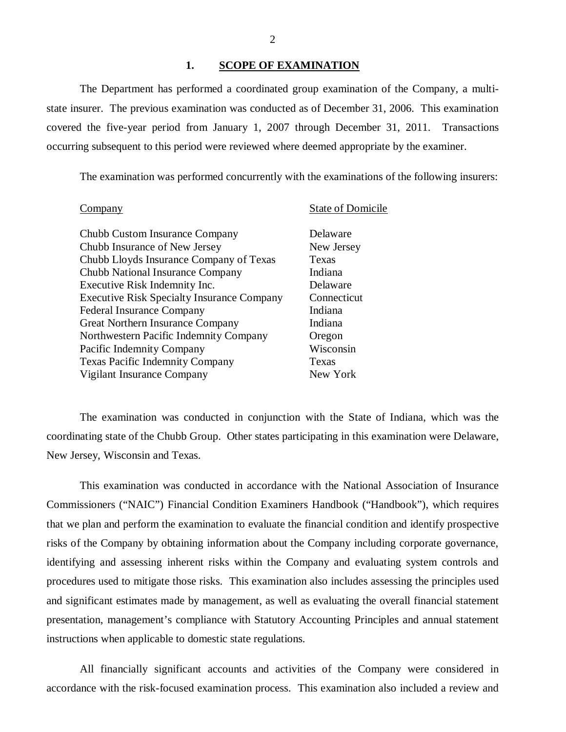## 1. SCOPE OF EXAMINATION

The Department has performed a coordinated group examination of the Company, a multi-state insurer. The previous examination was conducted as of December 31, 2006. This examination covered the five-year period from January 1, 2007 through December 31, 2011. Transactions occurring subsequent to this period were reviewed where deemed appropriate by the examiner.

The examination was performed concurrently with the examinations of the following insurers:

| Company | State of Domicile |
|---|---|
| Chubb Custom Insurance Company | Delaware |
| Chubb Insurance of New Jersey | New Jersey |
| Chubb Lloyds Insurance Company of Texas | Texas |
| Chubb National Insurance Company | Indiana |
| Executive Risk Indemnity Inc. | Delaware |
| Executive Risk Specialty Insurance Company | Connecticut |
| Federal Insurance Company | Indiana |
| Great Northern Insurance Company | Indiana |
| Northwestern Pacific Indemnity Company | Oregon |
| Pacific Indemnity Company | Wisconsin |
| Texas Pacific Indemnity Company | Texas |
| Vigilant Insurance Company | New York |

The examination was conducted in conjunction with the State of Indiana, which was the coordinating state of the Chubb Group. Other states participating in this examination were Delaware, New Jersey, Wisconsin and Texas.

This examination was conducted in accordance with the National Association of Insurance Commissioners ("NAIC") Financial Condition Examiners Handbook ("Handbook"), which requires that we plan and perform the examination to evaluate the financial condition and identify prospective risks of the Company by obtaining information about the Company including corporate governance, identifying and assessing inherent risks within the Company and evaluating system controls and procedures used to mitigate those risks. This examination also includes assessing the principles used and significant estimates made by management, as well as evaluating the overall financial statement presentation, management's compliance with Statutory Accounting Principles and annual statement instructions when applicable to domestic state regulations.

All financially significant accounts and activities of the Company were considered in accordance with the risk-focused examination process. This examination also included a review and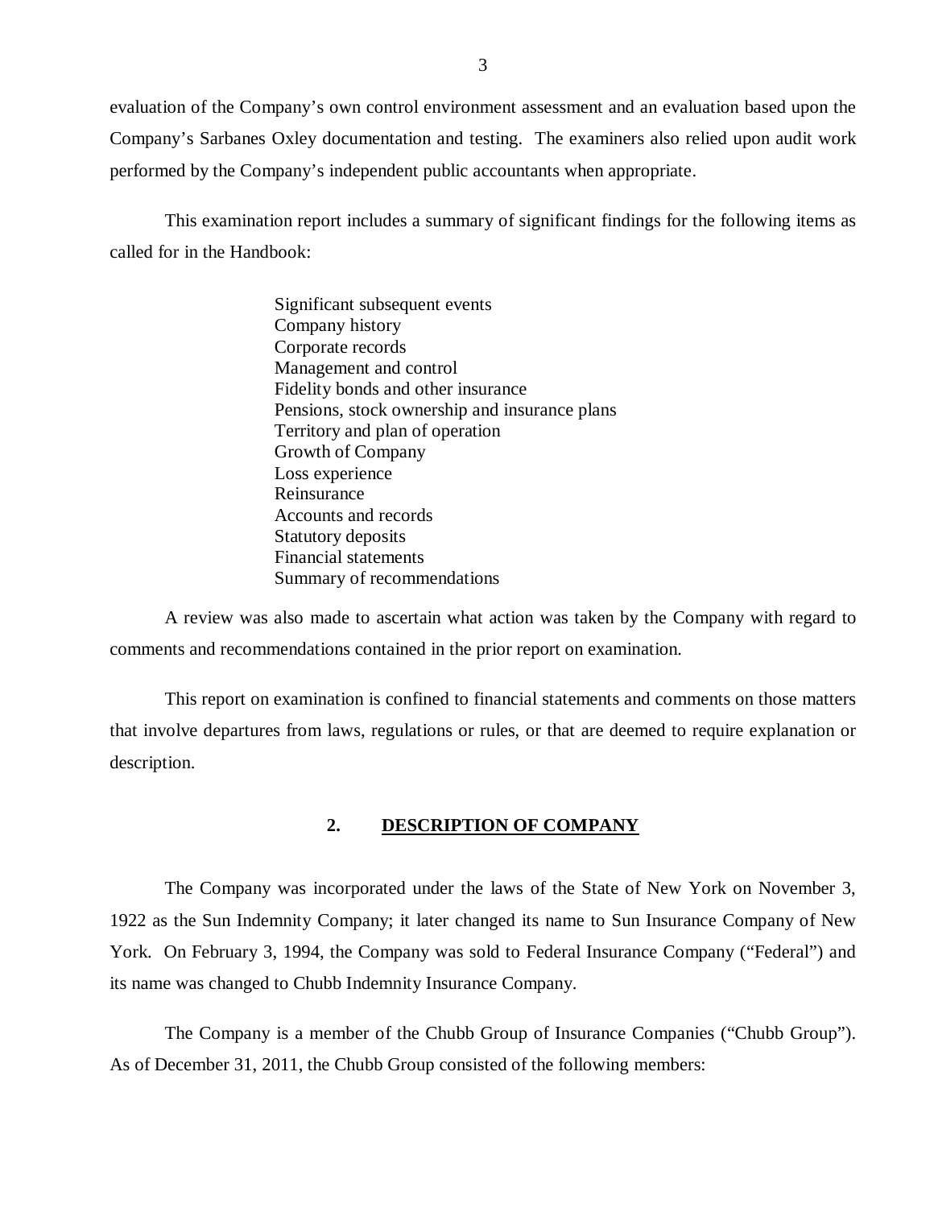evaluation of the Company's own control environment assessment and an evaluation based upon the Company's Sarbanes Oxley documentation and testing. The examiners also relied upon audit work performed by the Company's independent public accountants when appropriate.

This examination report includes a summary of significant findings for the following items as called for in the Handbook:

- Significant subsequent events
- Company history
- Corporate records
- Management and control
- Fidelity bonds and other insurance
- Pensions, stock ownership and insurance plans
- Territory and plan of operation
- Growth of Company
- Loss experience
- Reinsurance
- Accounts and records
- Statutory deposits
- Financial statements
- Summary of recommendations

A review was also made to ascertain what action was taken by the Company with regard to comments and recommendations contained in the prior report on examination.

This report on examination is confined to financial statements and comments on those matters that involve departures from laws, regulations or rules, or that are deemed to require explanation or description.

## 2. DESCRIPTION OF COMPANY

The Company was incorporated under the laws of the State of New York on November 3, 1922 as the Sun Indemnity Company; it later changed its name to Sun Insurance Company of New York. On February 3, 1994, the Company was sold to Federal Insurance Company ("Federal") and its name was changed to Chubb Indemnity Insurance Company.

The Company is a member of the Chubb Group of Insurance Companies ("Chubb Group"). As of December 31, 2011, the Chubb Group consisted of the following members: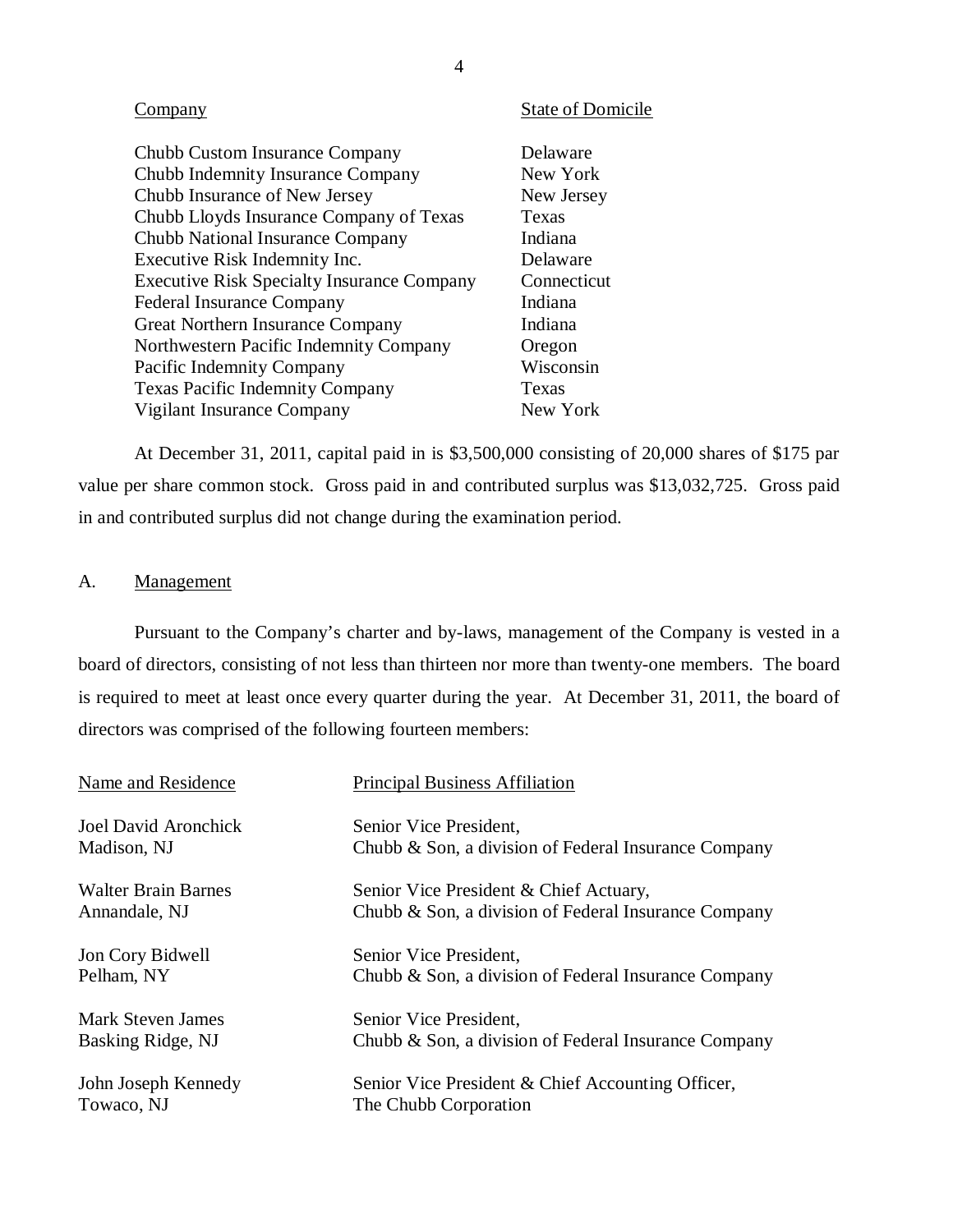| Company | State of Domicile |
|---|---|
| Chubb Custom Insurance Company | Delaware |
| Chubb Indemnity Insurance Company | New York |
| Chubb Insurance of New Jersey | New Jersey |
| Chubb Lloyds Insurance Company of Texas | Texas |
| Chubb National Insurance Company | Indiana |
| Executive Risk Indemnity Inc. | Delaware |
| Executive Risk Specialty Insurance Company | Connecticut |
| Federal Insurance Company | Indiana |
| Great Northern Insurance Company | Indiana |
| Northwestern Pacific Indemnity Company | Oregon |
| Pacific Indemnity Company | Wisconsin |
| Texas Pacific Indemnity Company | Texas |
| Vigilant Insurance Company | New York |

At December 31, 2011, capital paid in is $3,500,000 consisting of 20,000 shares of $175 par value per share common stock. Gross paid in and contributed surplus was $13,032,725. Gross paid in and contributed surplus did not change during the examination period.

## A. Management

Pursuant to the Company's charter and by-laws, management of the Company is vested in a board of directors, consisting of not less than thirteen nor more than twenty-one members. The board is required to meet at least once every quarter during the year. At December 31, 2011, the board of directors was comprised of the following fourteen members:

| Name and Residence | Principal Business Affiliation |
|---|---|
| Joel David Aronchick<br>Madison, NJ | Senior Vice President,<br>Chubb & Son, a division of Federal Insurance Company |
| Walter Brain Barnes<br>Annandale, NJ | Senior Vice President & Chief Actuary,<br>Chubb & Son, a division of Federal Insurance Company |
| Jon Cory Bidwell<br>Pelham, NY | Senior Vice President,<br>Chubb & Son, a division of Federal Insurance Company |
| Mark Steven James<br>Basking Ridge, NJ | Senior Vice President,<br>Chubb & Son, a division of Federal Insurance Company |
| John Joseph Kennedy<br>Towaco, NJ | Senior Vice President & Chief Accounting Officer,<br>The Chubb Corporation |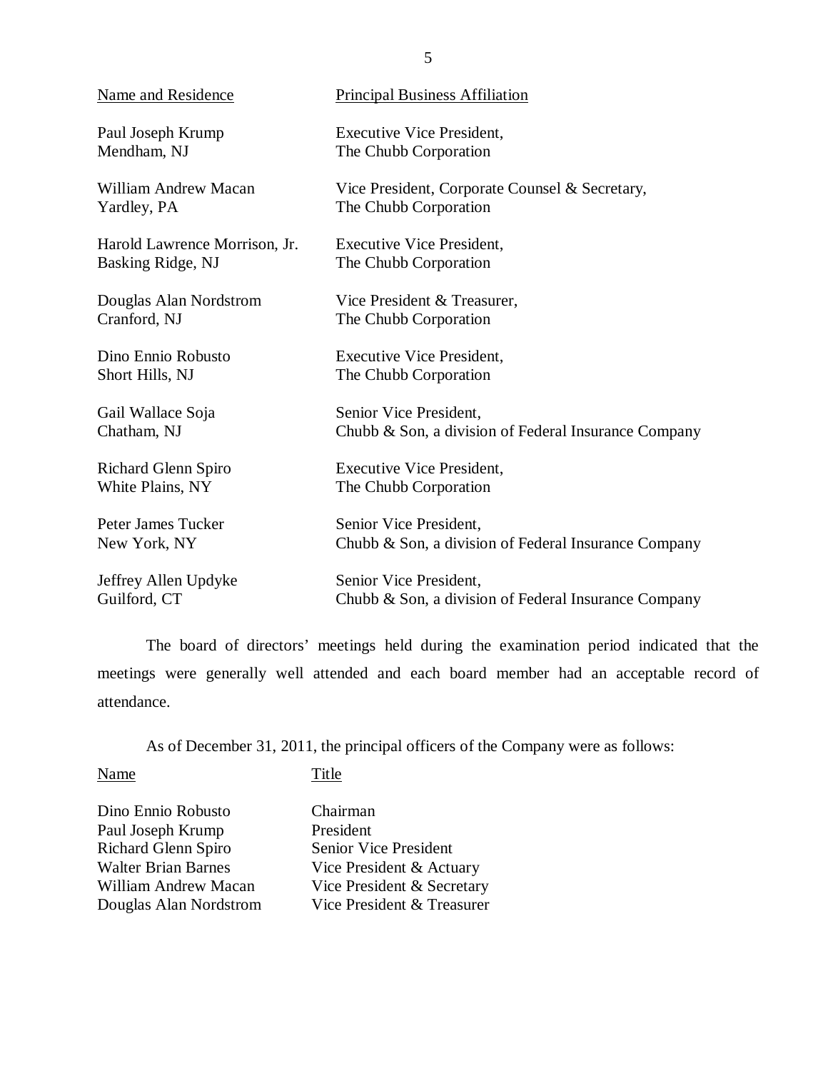| Name and Residence | Principal Business Affiliation |
|---|---|
| Paul Joseph Krump<br>Mendham, NJ | Executive Vice President,<br>The Chubb Corporation |
| William Andrew Macan<br>Yardley, PA | Vice President, Corporate Counsel & Secretary,<br>The Chubb Corporation |
| Harold Lawrence Morrison, Jr.<br>Basking Ridge, NJ | Executive Vice President,<br>The Chubb Corporation |
| Douglas Alan Nordstrom<br>Cranford, NJ | Vice President & Treasurer,<br>The Chubb Corporation |
| Dino Ennio Robusto<br>Short Hills, NJ | Executive Vice President,<br>The Chubb Corporation |
| Gail Wallace Soja<br>Chatham, NJ | Senior Vice President,<br>Chubb & Son, a division of Federal Insurance Company |
| Richard Glenn Spiro<br>White Plains, NY | Executive Vice President,<br>The Chubb Corporation |
| Peter James Tucker<br>New York, NY | Senior Vice President,<br>Chubb & Son, a division of Federal Insurance Company |
| Jeffrey Allen Updyke<br>Guilford, CT | Senior Vice President,<br>Chubb & Son, a division of Federal Insurance Company |

The board of directors' meetings held during the examination period indicated that the meetings were generally well attended and each board member had an acceptable record of attendance.

As of December 31, 2011, the principal officers of the Company were as follows:

| Name | Title |
|---|---|
| Dino Ennio Robusto | Chairman |
| Paul Joseph Krump | President |
| Richard Glenn Spiro | Senior Vice President |
| Walter Brian Barnes | Vice President & Actuary |
| William Andrew Macan | Vice President & Secretary |
| Douglas Alan Nordstrom | Vice President & Treasurer |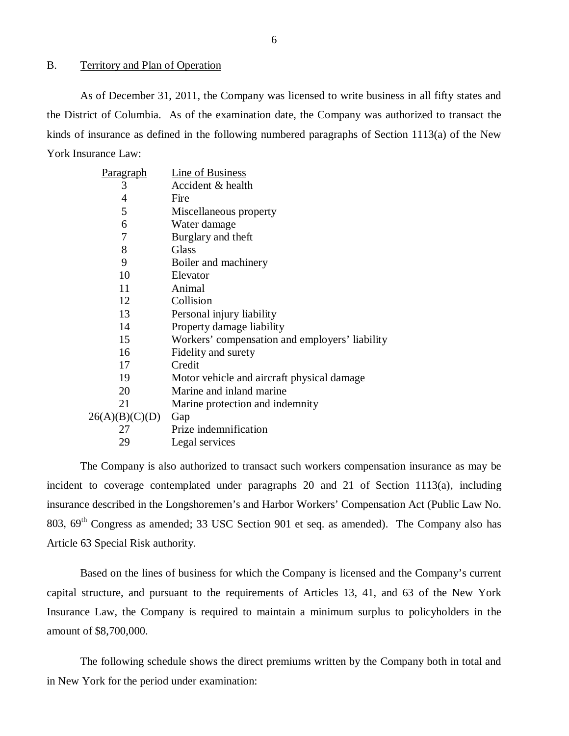## B. Territory and Plan of Operation

As of December 31, 2011, the Company was licensed to write business in all fifty states and the District of Columbia. As of the examination date, the Company was authorized to transact the kinds of insurance as defined in the following numbered paragraphs of Section 1113(a) of the New York Insurance Law:

| Paragraph | Line of Business |
|---|---|
| 3 | Accident & health |
| 4 | Fire |
| 5 | Miscellaneous property |
| 6 | Water damage |
| 7 | Burglary and theft |
| 8 | Glass |
| 9 | Boiler and machinery |
| 10 | Elevator |
| 11 | Animal |
| 12 | Collision |
| 13 | Personal injury liability |
| 14 | Property damage liability |
| 15 | Workers' compensation and employers' liability |
| 16 | Fidelity and surety |
| 17 | Credit |
| 19 | Motor vehicle and aircraft physical damage |
| 20 | Marine and inland marine |
| 21 | Marine protection and indemnity |
| 26(A)(B)(C)(D) | Gap |
| 27 | Prize indemnification |
| 29 | Legal services |

The Company is also authorized to transact such workers compensation insurance as may be incident to coverage contemplated under paragraphs 20 and 21 of Section 1113(a), including insurance described in the Longshoremen's and Harbor Workers' Compensation Act (Public Law No. 803, 69th Congress as amended; 33 USC Section 901 et seq. as amended). The Company also has Article 63 Special Risk authority.

Based on the lines of business for which the Company is licensed and the Company's current capital structure, and pursuant to the requirements of Articles 13, 41, and 63 of the New York Insurance Law, the Company is required to maintain a minimum surplus to policyholders in the amount of $8,700,000.

The following schedule shows the direct premiums written by the Company both in total and in New York for the period under examination: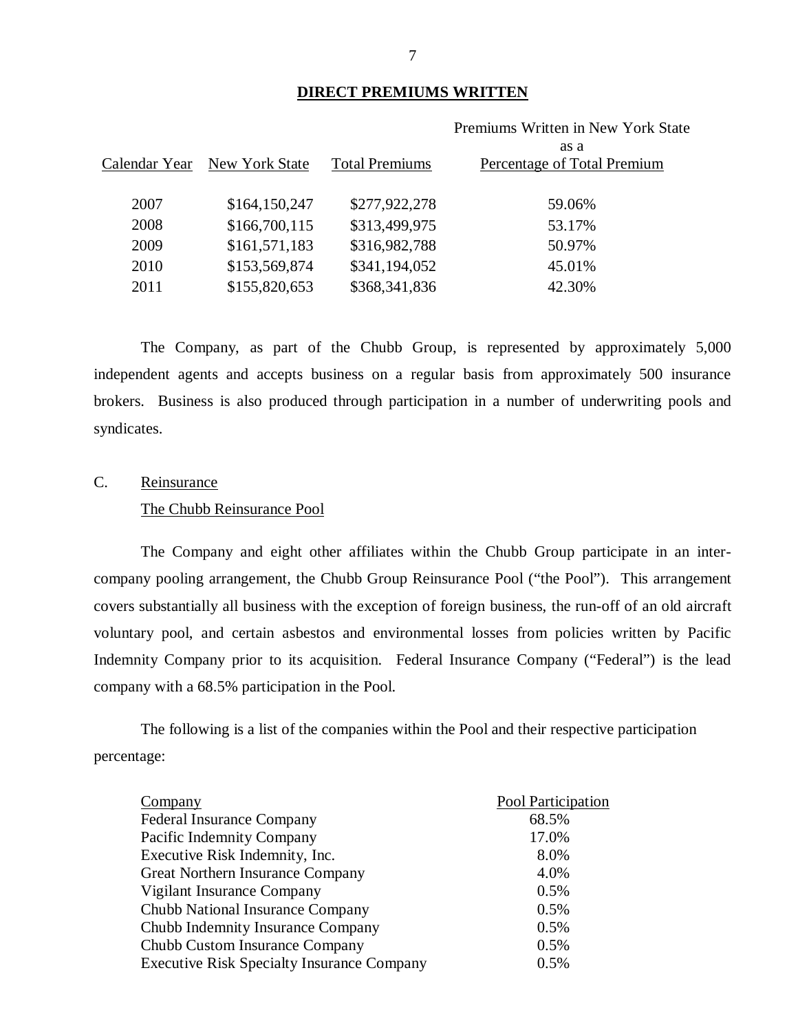## DIRECT PREMIUMS WRITTEN

| Calendar Year | New York State | Total Premiums | Premiums Written in New York State as a Percentage of Total Premium |
|---|---|---|---|
| 2007 | $164,150,247 | $277,922,278 | 59.06% |
| 2008 | $166,700,115 | $313,499,975 | 53.17% |
| 2009 | $161,571,183 | $316,982,788 | 50.97% |
| 2010 | $153,569,874 | $341,194,052 | 45.01% |
| 2011 | $155,820,653 | $368,341,836 | 42.30% |

The Company, as part of the Chubb Group, is represented by approximately 5,000 independent agents and accepts business on a regular basis from approximately 500 insurance brokers. Business is also produced through participation in a number of underwriting pools and syndicates.

C. Reinsurance

The Chubb Reinsurance Pool

The Company and eight other affiliates within the Chubb Group participate in an inter-company pooling arrangement, the Chubb Group Reinsurance Pool ("the Pool"). This arrangement covers substantially all business with the exception of foreign business, the run-off of an old aircraft voluntary pool, and certain asbestos and environmental losses from policies written by Pacific Indemnity Company prior to its acquisition. Federal Insurance Company ("Federal") is the lead company with a 68.5% participation in the Pool.

The following is a list of the companies within the Pool and their respective participation percentage:

| Company | Pool Participation |
|---|---|
| Federal Insurance Company | 68.5% |
| Pacific Indemnity Company | 17.0% |
| Executive Risk Indemnity, Inc. | 8.0% |
| Great Northern Insurance Company | 4.0% |
| Vigilant Insurance Company | 0.5% |
| Chubb National Insurance Company | 0.5% |
| Chubb Indemnity Insurance Company | 0.5% |
| Chubb Custom Insurance Company | 0.5% |
| Executive Risk Specialty Insurance Company | 0.5% |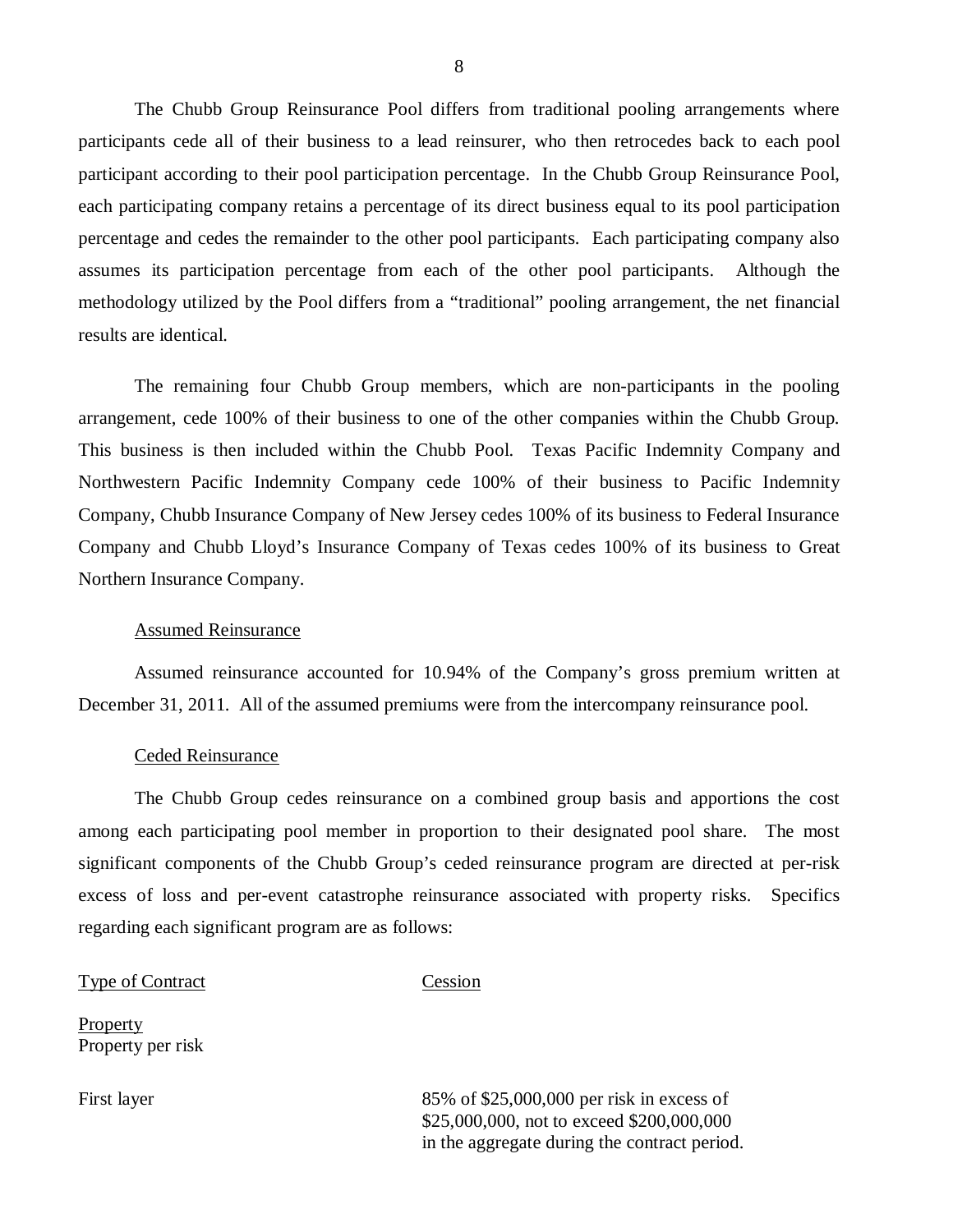The Chubb Group Reinsurance Pool differs from traditional pooling arrangements where participants cede all of their business to a lead reinsurer, who then retrocedes back to each pool participant according to their pool participation percentage. In the Chubb Group Reinsurance Pool, each participating company retains a percentage of its direct business equal to its pool participation percentage and cedes the remainder to the other pool participants. Each participating company also assumes its participation percentage from each of the other pool participants. Although the methodology utilized by the Pool differs from a "traditional" pooling arrangement, the net financial results are identical.

The remaining four Chubb Group members, which are non-participants in the pooling arrangement, cede 100% of their business to one of the other companies within the Chubb Group. This business is then included within the Chubb Pool. Texas Pacific Indemnity Company and Northwestern Pacific Indemnity Company cede 100% of their business to Pacific Indemnity Company, Chubb Insurance Company of New Jersey cedes 100% of its business to Federal Insurance Company and Chubb Lloyd's Insurance Company of Texas cedes 100% of its business to Great Northern Insurance Company.

Assumed Reinsurance

Assumed reinsurance accounted for 10.94% of the Company's gross premium written at December 31, 2011. All of the assumed premiums were from the intercompany reinsurance pool.

Ceded Reinsurance

The Chubb Group cedes reinsurance on a combined group basis and apportions the cost among each participating pool member in proportion to their designated pool share. The most significant components of the Chubb Group's ceded reinsurance program are directed at per-risk excess of loss and per-event catastrophe reinsurance associated with property risks. Specifics regarding each significant program are as follows:

| Type of Contract | Cession |
|---|---|
| Property<br>Property per risk | |
| First layer | 85% of \$25,000,000 per risk in excess of \$25,000,000, not to exceed \$200,000,000 in the aggregate during the contract period. |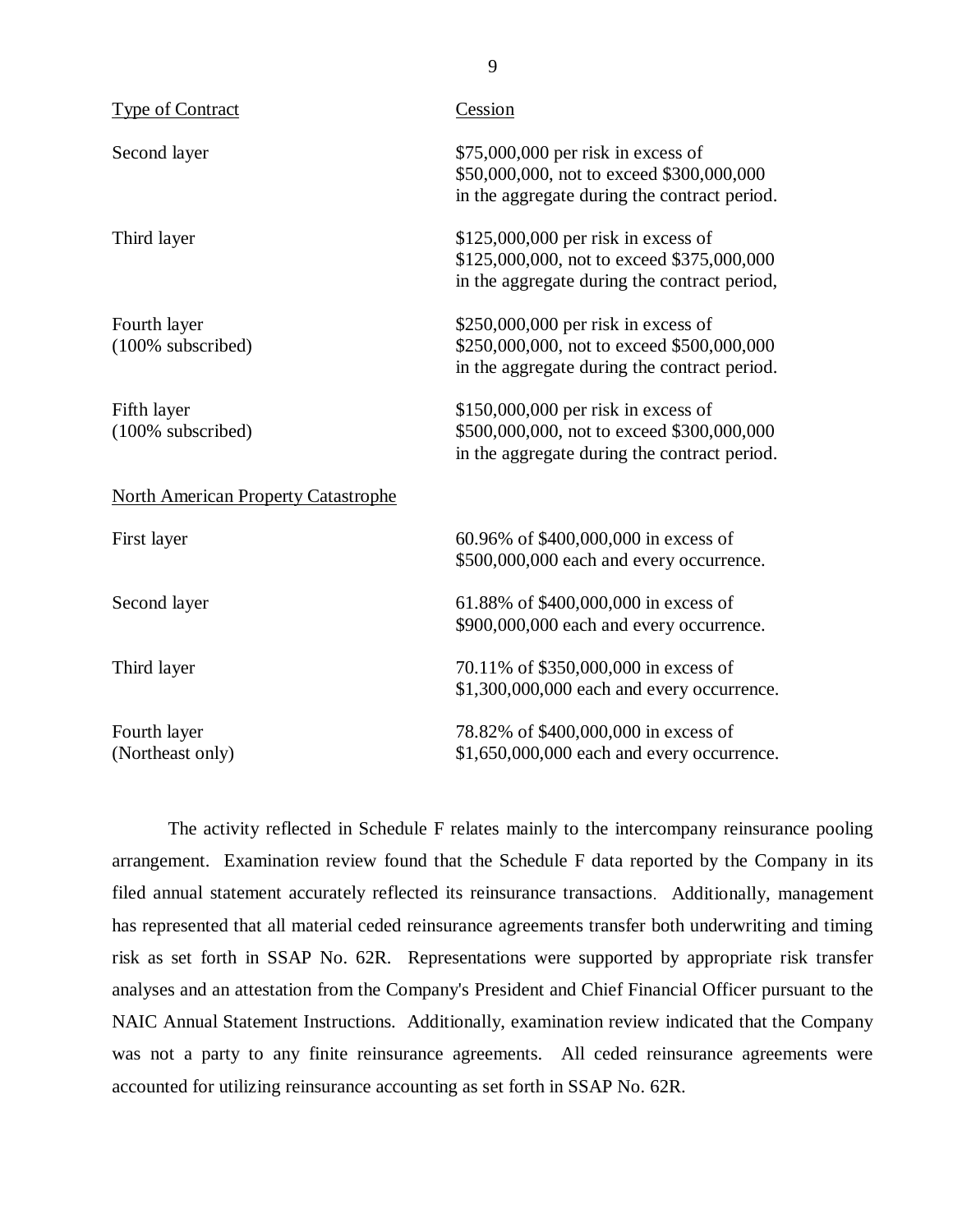| Type of Contract | Cession |
|---|---|
| Second layer | $75,000,000 per risk in excess of $50,000,000, not to exceed $300,000,000 in the aggregate during the contract period. |
| Third layer | $125,000,000 per risk in excess of $125,000,000, not to exceed $375,000,000 in the aggregate during the contract period, |
| Fourth layer (100% subscribed) | $250,000,000 per risk in excess of $250,000,000, not to exceed $500,000,000 in the aggregate during the contract period. |
| Fifth layer (100% subscribed) | $150,000,000 per risk in excess of $500,000,000, not to exceed $300,000,000 in the aggregate during the contract period. |
| North American Property Catastrophe | |
| First layer | 60.96% of $400,000,000 in excess of $500,000,000 each and every occurrence. |
| Second layer | 61.88% of $400,000,000 in excess of $900,000,000 each and every occurrence. |
| Third layer | 70.11% of $350,000,000 in excess of $1,300,000,000 each and every occurrence. |
| Fourth layer (Northeast only) | 78.82% of $400,000,000 in excess of $1,650,000,000 each and every occurrence. |

The activity reflected in Schedule F relates mainly to the intercompany reinsurance pooling arrangement. Examination review found that the Schedule F data reported by the Company in its filed annual statement accurately reflected its reinsurance transactions. Additionally, management has represented that all material ceded reinsurance agreements transfer both underwriting and timing risk as set forth in SSAP No. 62R. Representations were supported by appropriate risk transfer analyses and an attestation from the Company's President and Chief Financial Officer pursuant to the NAIC Annual Statement Instructions. Additionally, examination review indicated that the Company was not a party to any finite reinsurance agreements. All ceded reinsurance agreements were accounted for utilizing reinsurance accounting as set forth in SSAP No. 62R.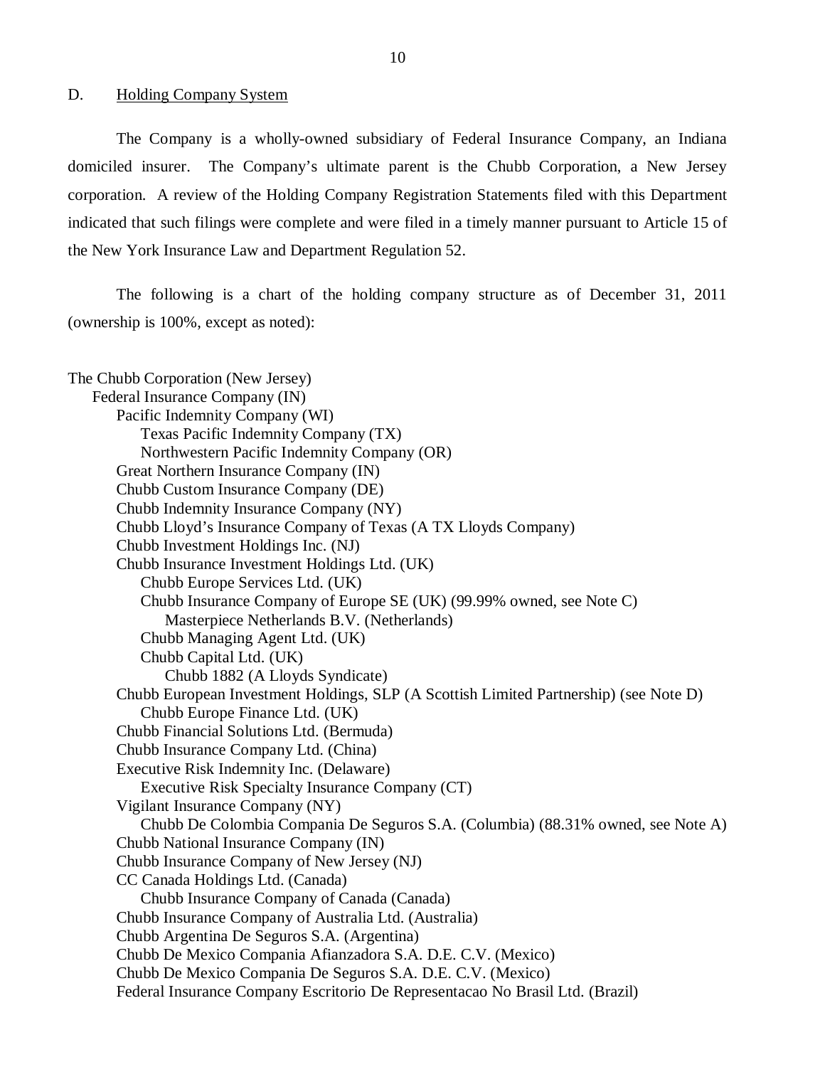## D. Holding Company System

The Company is a wholly-owned subsidiary of Federal Insurance Company, an Indiana domiciled insurer. The Company's ultimate parent is the Chubb Corporation, a New Jersey corporation. A review of the Holding Company Registration Statements filed with this Department indicated that such filings were complete and were filed in a timely manner pursuant to Article 15 of the New York Insurance Law and Department Regulation 52.

The following is a chart of the holding company structure as of December 31, 2011 (ownership is 100%, except as noted):

- The Chubb Corporation (New Jersey)
  - Federal Insurance Company (IN)
    - Pacific Indemnity Company (WI)
      - Texas Pacific Indemnity Company (TX)
      - Northwestern Pacific Indemnity Company (OR)
    - Great Northern Insurance Company (IN)
    - Chubb Custom Insurance Company (DE)
    - Chubb Indemnity Insurance Company (NY)
    - Chubb Lloyd's Insurance Company of Texas (A TX Lloyds Company)
    - Chubb Investment Holdings Inc. (NJ)
    - Chubb Insurance Investment Holdings Ltd. (UK)
      - Chubb Europe Services Ltd. (UK)
      - Chubb Insurance Company of Europe SE (UK) (99.99% owned, see Note C)
        - Masterpiece Netherlands B.V. (Netherlands)
      - Chubb Managing Agent Ltd. (UK)
      - Chubb Capital Ltd. (UK)
        - Chubb 1882 (A Lloyds Syndicate)
    - Chubb European Investment Holdings, SLP (A Scottish Limited Partnership) (see Note D)
      - Chubb Europe Finance Ltd. (UK)
    - Chubb Financial Solutions Ltd. (Bermuda)
    - Chubb Insurance Company Ltd. (China)
    - Executive Risk Indemnity Inc. (Delaware)
      - Executive Risk Specialty Insurance Company (CT)
    - Vigilant Insurance Company (NY)
      - Chubb De Colombia Compania De Seguros S.A. (Columbia) (88.31% owned, see Note A)
    - Chubb National Insurance Company (IN)
    - Chubb Insurance Company of New Jersey (NJ)
    - CC Canada Holdings Ltd. (Canada)
      - Chubb Insurance Company of Canada (Canada)
    - Chubb Insurance Company of Australia Ltd. (Australia)
    - Chubb Argentina De Seguros S.A. (Argentina)
    - Chubb De Mexico Compania Afianzadora S.A. D.E. C.V. (Mexico)
    - Chubb De Mexico Compania De Seguros S.A. D.E. C.V. (Mexico)
    - Federal Insurance Company Escritorio De Representacao No Brasil Ltd. (Brazil)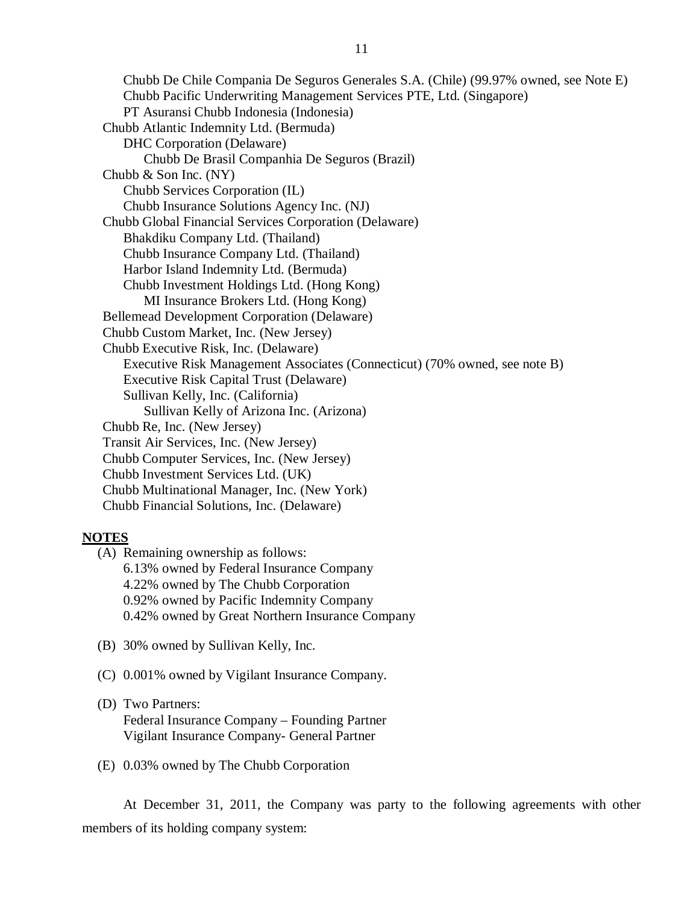Chubb De Chile Compania De Seguros Generales S.A. (Chile) (99.97% owned, see Note E)
Chubb Pacific Underwriting Management Services PTE, Ltd. (Singapore)
PT Asuransi Chubb Indonesia (Indonesia)
Chubb Atlantic Indemnity Ltd. (Bermuda)
DHC Corporation (Delaware)
Chubb De Brasil Companhia De Seguros (Brazil)
Chubb & Son Inc. (NY)
Chubb Services Corporation (IL)
Chubb Insurance Solutions Agency Inc. (NJ)
Chubb Global Financial Services Corporation (Delaware)
Bhakdiku Company Ltd. (Thailand)
Chubb Insurance Company Ltd. (Thailand)
Harbor Island Indemnity Ltd. (Bermuda)
Chubb Investment Holdings Ltd. (Hong Kong)
MI Insurance Brokers Ltd. (Hong Kong)
Bellemead Development Corporation (Delaware)
Chubb Custom Market, Inc. (New Jersey)
Chubb Executive Risk, Inc. (Delaware)
Executive Risk Management Associates (Connecticut) (70% owned, see note B)
Executive Risk Capital Trust (Delaware)
Sullivan Kelly, Inc. (California)
Sullivan Kelly of Arizona Inc. (Arizona)
Chubb Re, Inc. (New Jersey)
Transit Air Services, Inc. (New Jersey)
Chubb Computer Services, Inc. (New Jersey)
Chubb Investment Services Ltd. (UK)
Chubb Multinational Manager, Inc. (New York)
Chubb Financial Solutions, Inc. (Delaware)

**NOTES**

(A) Remaining ownership as follows:
6.13% owned by Federal Insurance Company
4.22% owned by The Chubb Corporation
0.92% owned by Pacific Indemnity Company
0.42% owned by Great Northern Insurance Company

(B) 30% owned by Sullivan Kelly, Inc.

(C) 0.001% owned by Vigilant Insurance Company.

(D) Two Partners:
Federal Insurance Company – Founding Partner
Vigilant Insurance Company- General Partner

(E) 0.03% owned by The Chubb Corporation

At December 31, 2011, the Company was party to the following agreements with other members of its holding company system: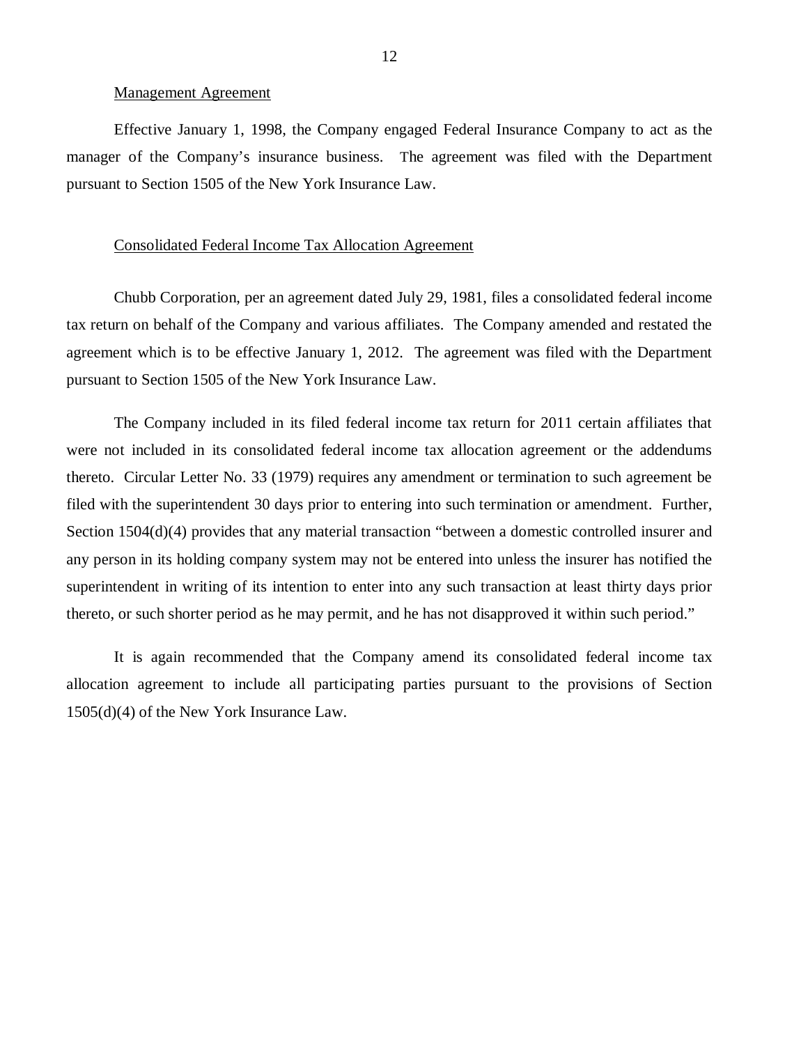Management Agreement

Effective January 1, 1998, the Company engaged Federal Insurance Company to act as the manager of the Company's insurance business. The agreement was filed with the Department pursuant to Section 1505 of the New York Insurance Law.

Consolidated Federal Income Tax Allocation Agreement

Chubb Corporation, per an agreement dated July 29, 1981, files a consolidated federal income tax return on behalf of the Company and various affiliates. The Company amended and restated the agreement which is to be effective January 1, 2012. The agreement was filed with the Department pursuant to Section 1505 of the New York Insurance Law.

The Company included in its filed federal income tax return for 2011 certain affiliates that were not included in its consolidated federal income tax allocation agreement or the addendums thereto. Circular Letter No. 33 (1979) requires any amendment or termination to such agreement be filed with the superintendent 30 days prior to entering into such termination or amendment. Further, Section 1504(d)(4) provides that any material transaction "between a domestic controlled insurer and any person in its holding company system may not be entered into unless the insurer has notified the superintendent in writing of its intention to enter into any such transaction at least thirty days prior thereto, or such shorter period as he may permit, and he has not disapproved it within such period."

It is again recommended that the Company amend its consolidated federal income tax allocation agreement to include all participating parties pursuant to the provisions of Section 1505(d)(4) of the New York Insurance Law.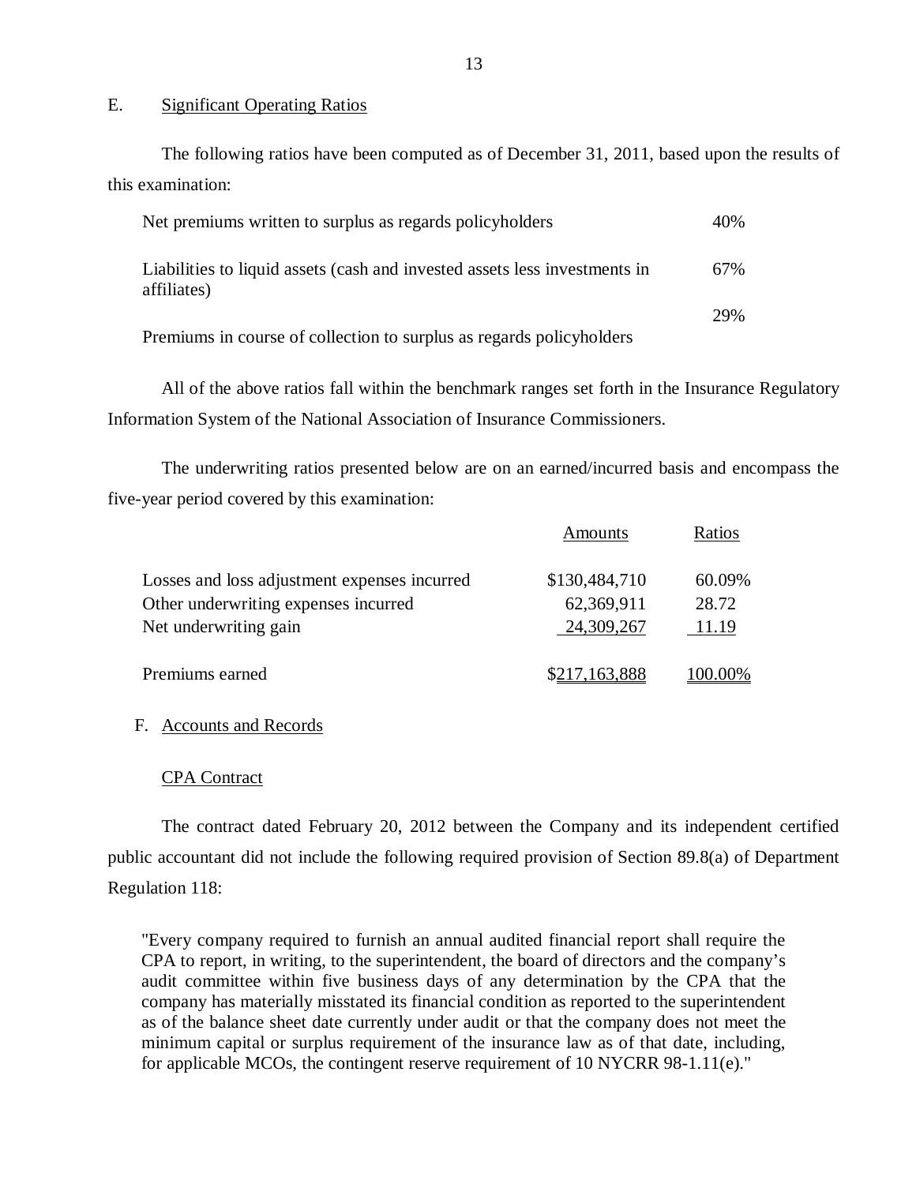## E. Significant Operating Ratios

The following ratios have been computed as of December 31, 2011, based upon the results of this examination:

| | |
|---|---|
| Net premiums written to surplus as regards policyholders | 40% |
| Liabilities to liquid assets (cash and invested assets less investments in affiliates) | 67% |
| Premiums in course of collection to surplus as regards policyholders | 29% |

All of the above ratios fall within the benchmark ranges set forth in the Insurance Regulatory Information System of the National Association of Insurance Commissioners.

The underwriting ratios presented below are on an earned/incurred basis and encompass the five-year period covered by this examination:

| | Amounts | Ratios |
|---|---|---|
| Losses and loss adjustment expenses incurred | $130,484,710 | 60.09% |
| Other underwriting expenses incurred | 62,369,911 | 28.72 |
| Net underwriting gain | 24,309,267 | 11.19 |
| Premiums earned | $217,163,888 | 100.00% |

## F. Accounts and Records

### CPA Contract

The contract dated February 20, 2012 between the Company and its independent certified public accountant did not include the following required provision of Section 89.8(a) of Department Regulation 118:

> "Every company required to furnish an annual audited financial report shall require the CPA to report, in writing, to the superintendent, the board of directors and the company's audit committee within five business days of any determination by the CPA that the company has materially misstated its financial condition as reported to the superintendent as of the balance sheet date currently under audit or that the company does not meet the minimum capital or surplus requirement of the insurance law as of that date, including, for applicable MCOs, the contingent reserve requirement of 10 NYCRR 98-1.11(e)."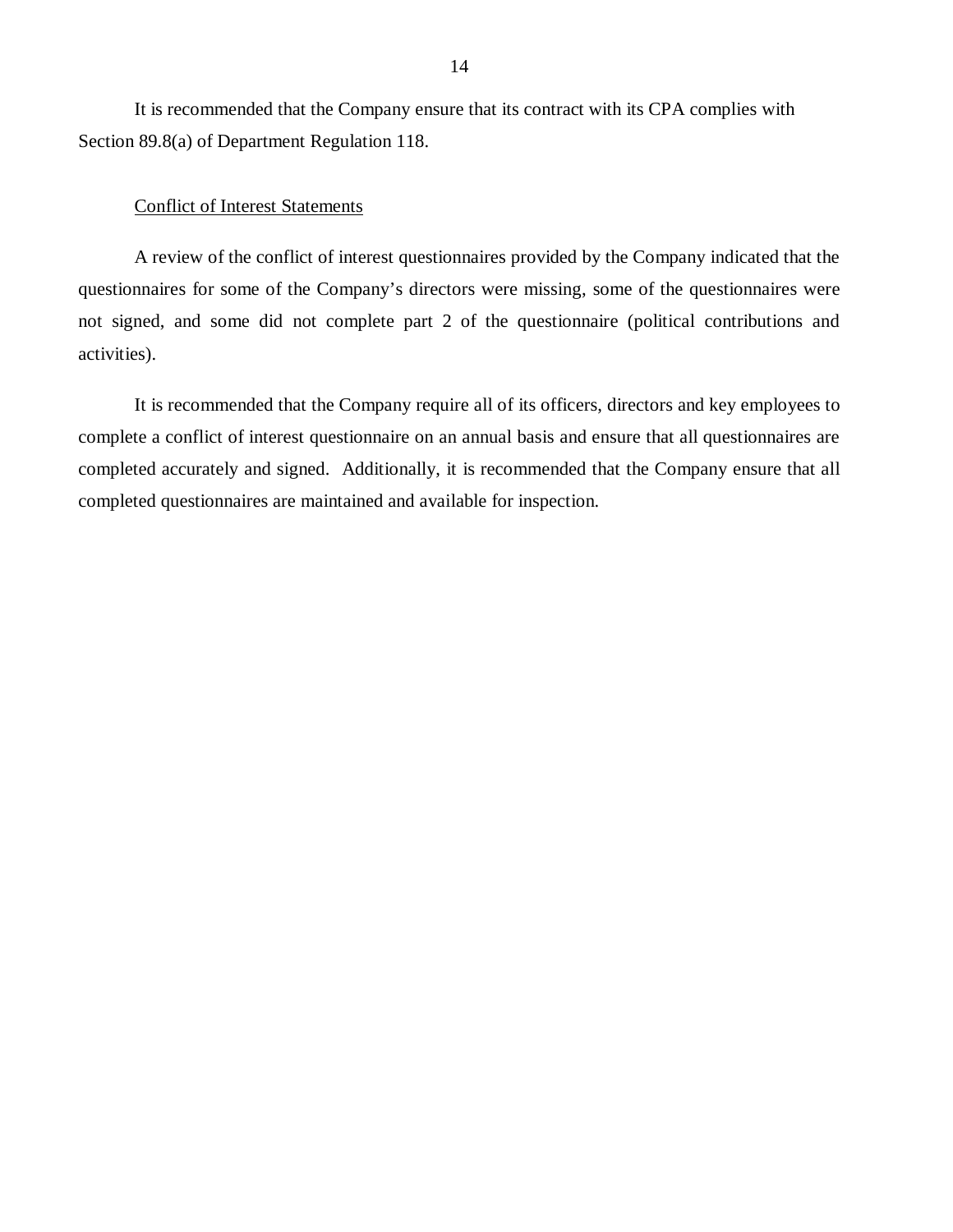It is recommended that the Company ensure that its contract with its CPA complies with Section 89.8(a) of Department Regulation 118.

Conflict of Interest Statements

A review of the conflict of interest questionnaires provided by the Company indicated that the questionnaires for some of the Company's directors were missing, some of the questionnaires were not signed, and some did not complete part 2 of the questionnaire (political contributions and activities).

It is recommended that the Company require all of its officers, directors and key employees to complete a conflict of interest questionnaire on an annual basis and ensure that all questionnaires are completed accurately and signed. Additionally, it is recommended that the Company ensure that all completed questionnaires are maintained and available for inspection.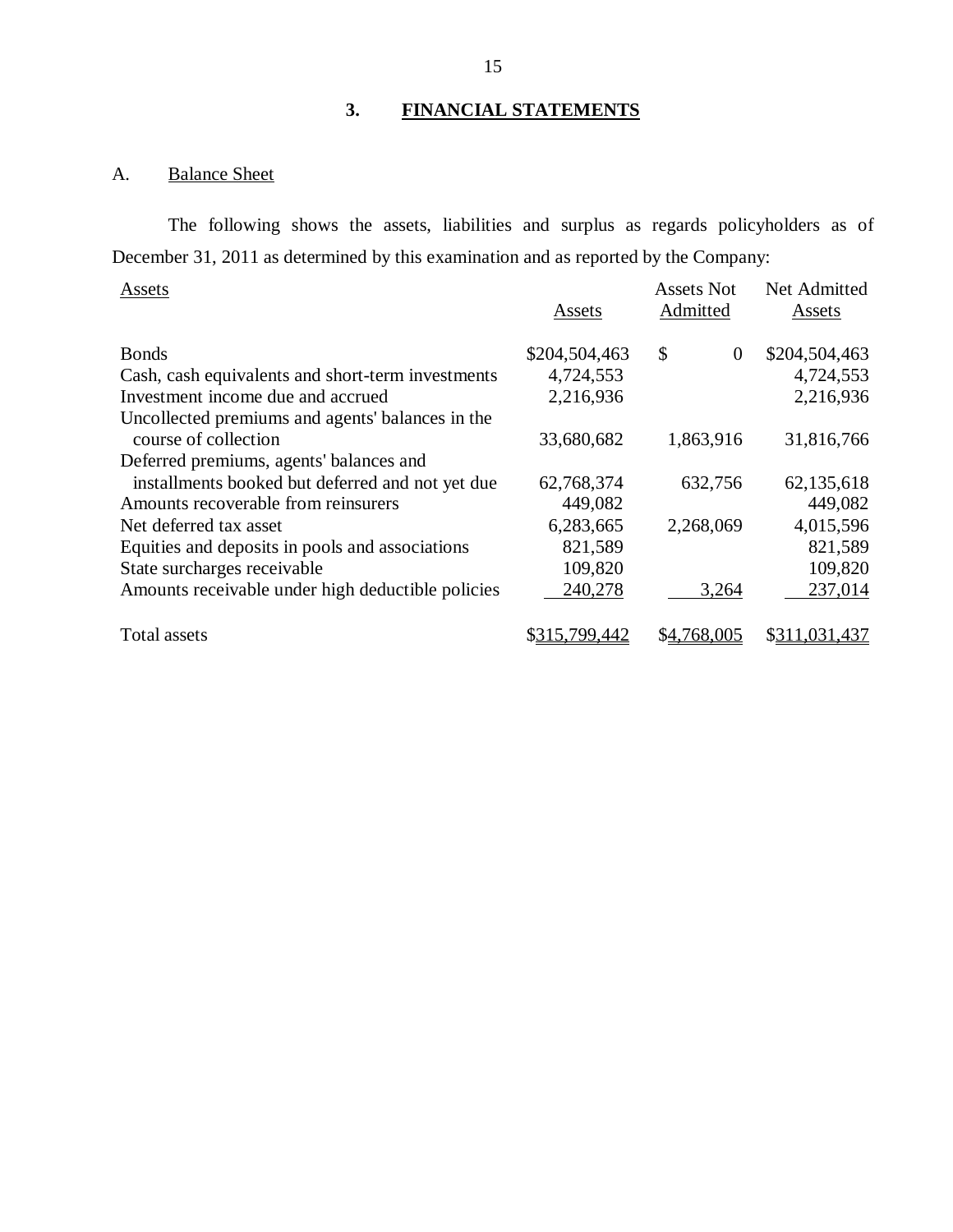## 3. FINANCIAL STATEMENTS

### A. Balance Sheet

The following shows the assets, liabilities and surplus as regards policyholders as of December 31, 2011 as determined by this examination and as reported by the Company:

| Assets | Assets | Assets Not Admitted | Net Admitted Assets |
|---|---|---|---|
| Bonds | $204,504,463 | $ 0 | $204,504,463 |
| Cash, cash equivalents and short-term investments | 4,724,553 | | 4,724,553 |
| Investment income due and accrued | 2,216,936 | | 2,216,936 |
| Uncollected premiums and agents' balances in the course of collection | 33,680,682 | 1,863,916 | 31,816,766 |
| Deferred premiums, agents' balances and installments booked but deferred and not yet due | 62,768,374 | 632,756 | 62,135,618 |
| Amounts recoverable from reinsurers | 449,082 | | 449,082 |
| Net deferred tax asset | 6,283,665 | 2,268,069 | 4,015,596 |
| Equities and deposits in pools and associations | 821,589 | | 821,589 |
| State surcharges receivable | 109,820 | | 109,820 |
| Amounts receivable under high deductible policies | 240,278 | 3,264 | 237,014 |
| Total assets | $315,799,442 | $4,768,005 | $311,031,437 |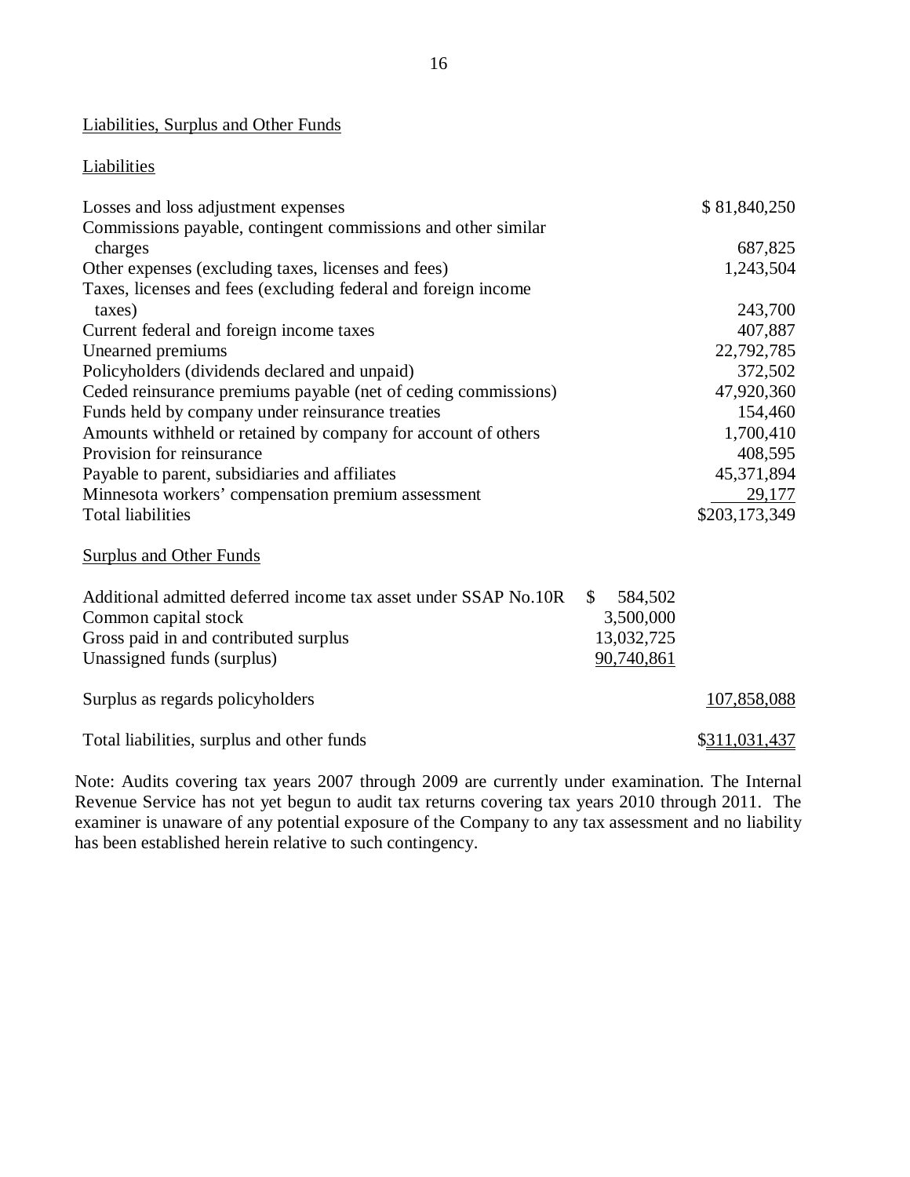## Liabilities, Surplus and Other Funds

### Liabilities

| | | |
|---|---|---|
| Losses and loss adjustment expenses | | $ 81,840,250 |
| Commissions payable, contingent commissions and other similar charges | | 687,825 |
| Other expenses (excluding taxes, licenses and fees) | | 1,243,504 |
| Taxes, licenses and fees (excluding federal and foreign income taxes) | | 243,700 |
| Current federal and foreign income taxes | | 407,887 |
| Unearned premiums | | 22,792,785 |
| Policyholders (dividends declared and unpaid) | | 372,502 |
| Ceded reinsurance premiums payable (net of ceding commissions) | | 47,920,360 |
| Funds held by company under reinsurance treaties | | 154,460 |
| Amounts withheld or retained by company for account of others | | 1,700,410 |
| Provision for reinsurance | | 408,595 |
| Payable to parent, subsidiaries and affiliates | | 45,371,894 |
| Minnesota workers' compensation premium assessment | | 29,177 |
| Total liabilities | | $203,173,349 |
| **Surplus and Other Funds** | | |
| Additional admitted deferred income tax asset under SSAP No.10R | $ 584,502 | |
| Common capital stock | 3,500,000 | |
| Gross paid in and contributed surplus | 13,032,725 | |
| Unassigned funds (surplus) | 90,740,861 | |
| Surplus as regards policyholders | | 107,858,088 |
| Total liabilities, surplus and other funds | | $311,031,437 |

Note: Audits covering tax years 2007 through 2009 are currently under examination. The Internal Revenue Service has not yet begun to audit tax returns covering tax years 2010 through 2011. The examiner is unaware of any potential exposure of the Company to any tax assessment and no liability has been established herein relative to such contingency.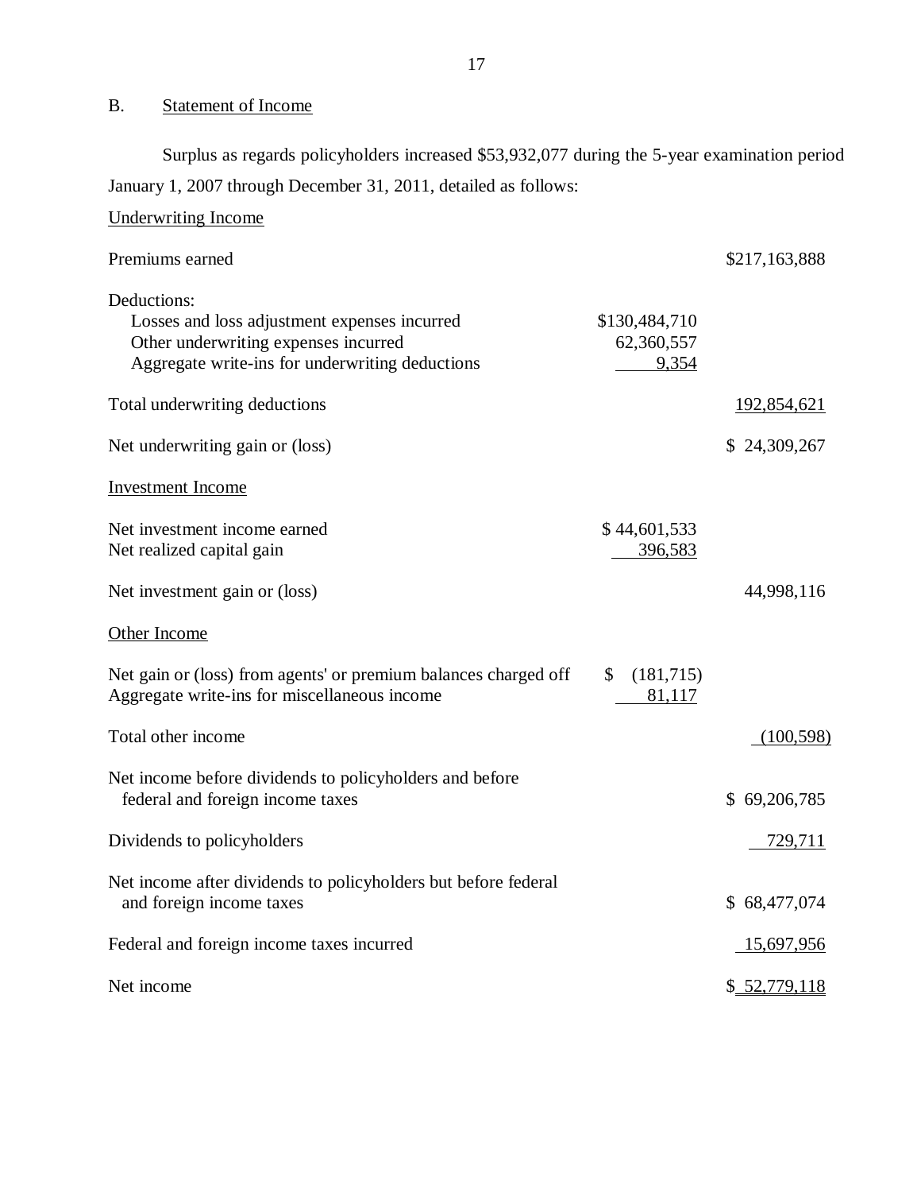## B. Statement of Income

Surplus as regards policyholders increased $53,932,077 during the 5-year examination period January 1, 2007 through December 31, 2011, detailed as follows:

| | | |
|---|---|---|
| Underwriting Income | | |
| Premiums earned | | $217,163,888 |
| Deductions: | | |
| Losses and loss adjustment expenses incurred | $130,484,710 | |
| Other underwriting expenses incurred | 62,360,557 | |
| Aggregate write-ins for underwriting deductions | 9,354 | |
| Total underwriting deductions | | 192,854,621 |
| Net underwriting gain or (loss) | | $ 24,309,267 |
| Investment Income | | |
| Net investment income earned | $ 44,601,533 | |
| Net realized capital gain | 396,583 | |
| Net investment gain or (loss) | | 44,998,116 |
| Other Income | | |
| Net gain or (loss) from agents' or premium balances charged off | $ (181,715) | |
| Aggregate write-ins for miscellaneous income | 81,117 | |
| Total other income | | (100,598) |
| Net income before dividends to policyholders and before federal and foreign income taxes | | $ 69,206,785 |
| Dividends to policyholders | | 729,711 |
| Net income after dividends to policyholders but before federal and foreign income taxes | | $ 68,477,074 |
| Federal and foreign income taxes incurred | | 15,697,956 |
| Net income | | $ 52,779,118 |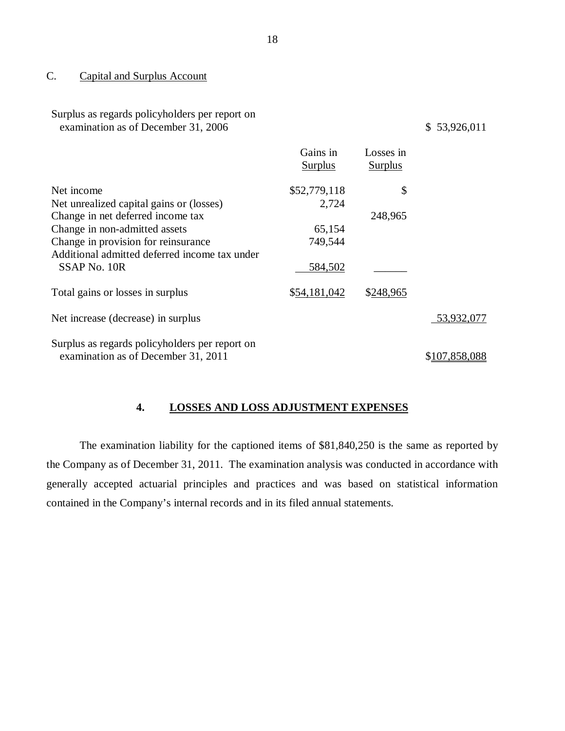C. Capital and Surplus Account

| | Gains in Surplus | Losses in Surplus | |
|---|---|---|---|
| Surplus as regards policyholders per report on examination as of December 31, 2006 | | | $ 53,926,011 |
| Net income | $52,779,118 | $ | |
| Net unrealized capital gains or (losses) | 2,724 | | |
| Change in net deferred income tax | | 248,965 | |
| Change in non-admitted assets | 65,154 | | |
| Change in provision for reinsurance | 749,544 | | |
| Additional admitted deferred income tax under SSAP No. 10R | 584,502 | | |
| Total gains or losses in surplus | $54,181,042 | $248,965 | |
| Net increase (decrease) in surplus | | | 53,932,077 |
| Surplus as regards policyholders per report on examination as of December 31, 2011 | | | $107,858,088 |

## 4. LOSSES AND LOSS ADJUSTMENT EXPENSES

The examination liability for the captioned items of $81,840,250 is the same as reported by the Company as of December 31, 2011. The examination analysis was conducted in accordance with generally accepted actuarial principles and practices and was based on statistical information contained in the Company's internal records and in its filed annual statements.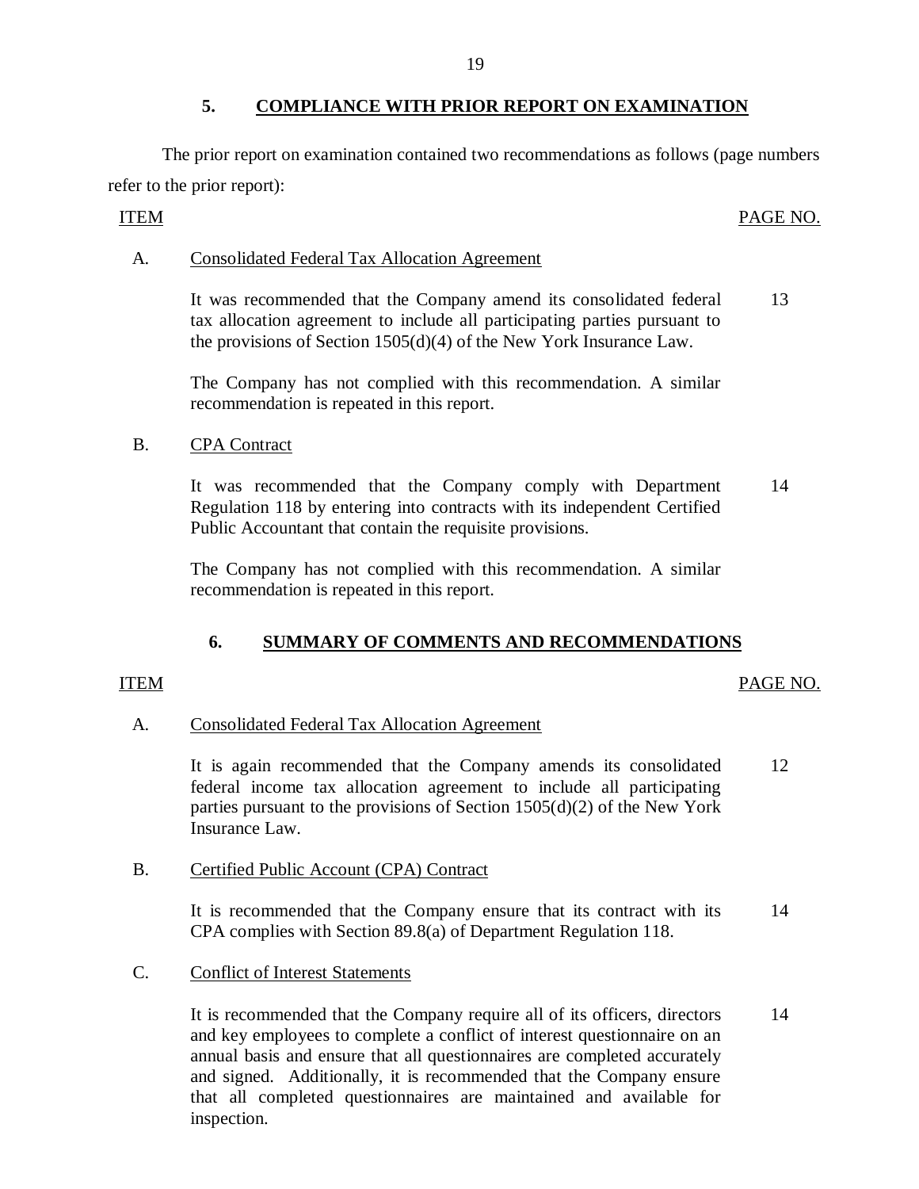## 5. COMPLIANCE WITH PRIOR REPORT ON EXAMINATION

The prior report on examination contained two recommendations as follows (page numbers refer to the prior report):

| ITEM | | PAGE NO. |
|---|---|---|
| A. | Consolidated Federal Tax Allocation Agreement | |
| | It was recommended that the Company amend its consolidated federal tax allocation agreement to include all participating parties pursuant to the provisions of Section 1505(d)(4) of the New York Insurance Law. | 13 |
| | The Company has not complied with this recommendation. A similar recommendation is repeated in this report. | |
| B. | CPA Contract | |
| | It was recommended that the Company comply with Department Regulation 118 by entering into contracts with its independent Certified Public Accountant that contain the requisite provisions. | 14 |
| | The Company has not complied with this recommendation. A similar recommendation is repeated in this report. | |

## 6. SUMMARY OF COMMENTS AND RECOMMENDATIONS

| ITEM | | PAGE NO. |
|---|---|---|
| A. | Consolidated Federal Tax Allocation Agreement | |
| | It is again recommended that the Company amends its consolidated federal income tax allocation agreement to include all participating parties pursuant to the provisions of Section 1505(d)(2) of the New York Insurance Law. | 12 |
| B. | Certified Public Account (CPA) Contract | |
| | It is recommended that the Company ensure that its contract with its CPA complies with Section 89.8(a) of Department Regulation 118. | 14 |
| C. | Conflict of Interest Statements | |
| | It is recommended that the Company require all of its officers, directors and key employees to complete a conflict of interest questionnaire on an annual basis and ensure that all questionnaires are completed accurately and signed. Additionally, it is recommended that the Company ensure that all completed questionnaires are maintained and available for inspection. | 14 |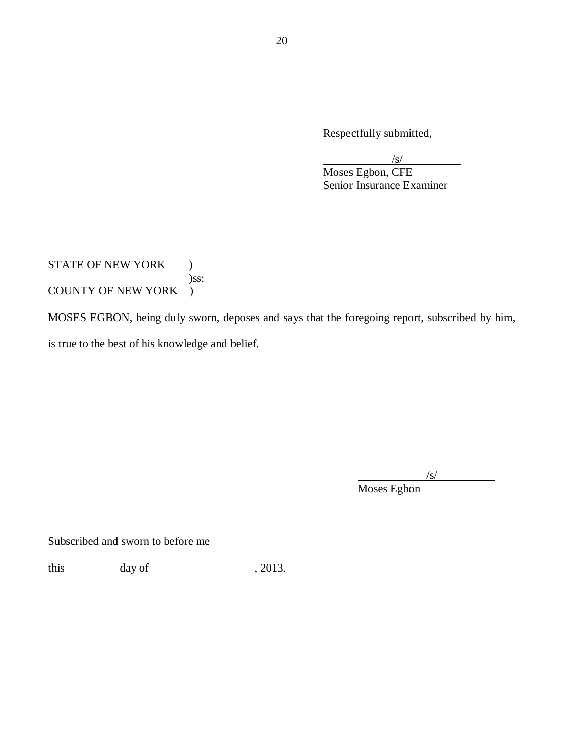Respectfully submitted,

/s/

Moses Egbon, CFE
Senior Insurance Examiner

STATE OF NEW YORK )
)ss:
COUNTY OF NEW YORK )

MOSES EGBON, being duly sworn, deposes and says that the foregoing report, subscribed by him, is true to the best of his knowledge and belief.

/s/

Moses Egbon

Subscribed and sworn to before me

this\_\_\_\_\_\_\_\_\_ day of \_\_\_\_\_\_\_\_\_\_\_\_\_\_\_\_\_\_, 2013.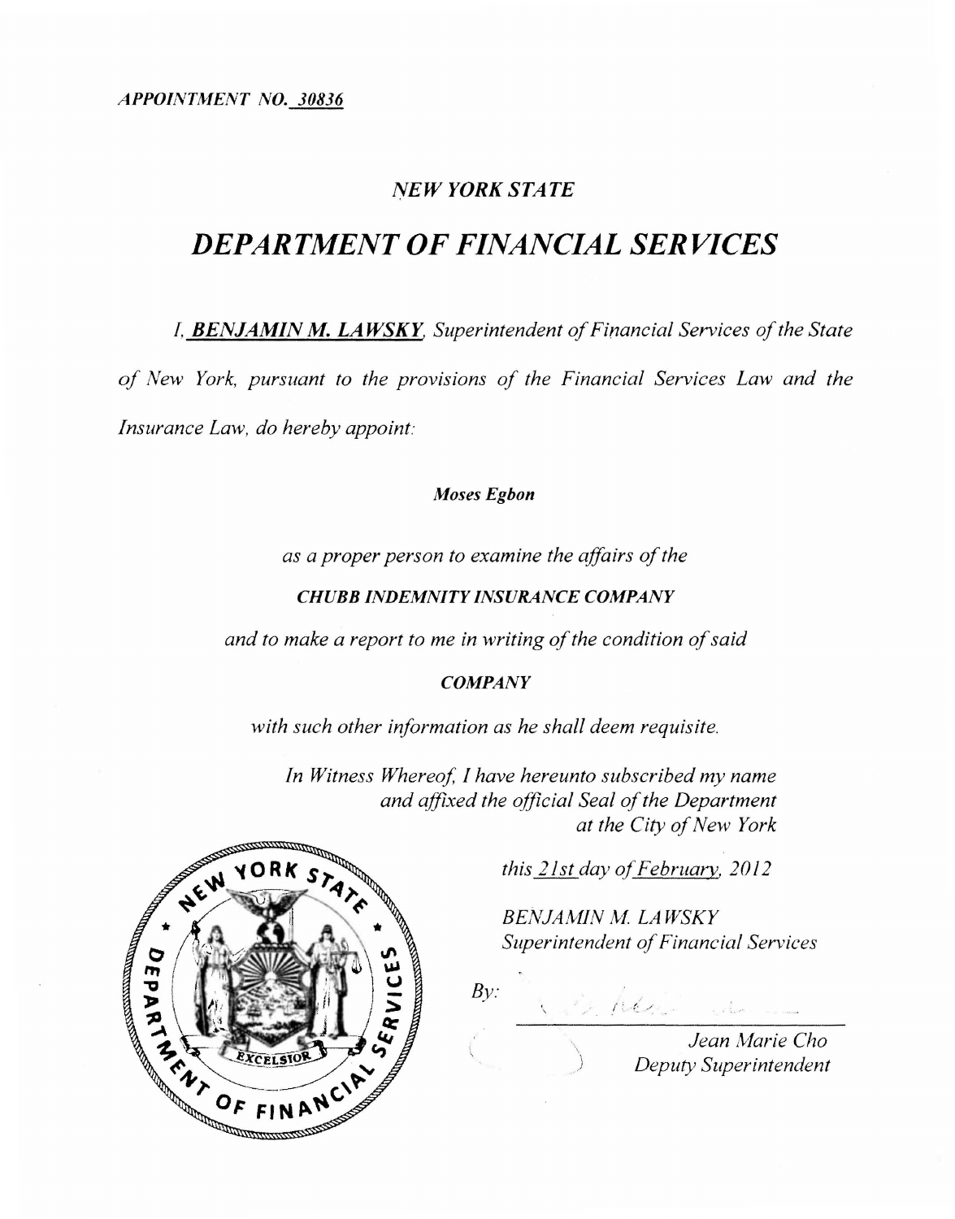*APPOINTMENT NO. 30836*

## *NEW YORK STATE*

# *DEPARTMENT OF FINANCIAL SERVICES*

*I, **BENJAMIN M. LAWSKY**, Superintendent of Financial Services of the State of New York, pursuant to the provisions of the Financial Services Law and the Insurance Law, do hereby appoint:*

***Moses Egbon***

*as a proper person to examine the affairs of the*

*CHUBB INDEMNITY INSURANCE COMPANY*

*and to make a report to me in writing of the condition of said*

*COMPANY*

*with such other information as he shall deem requisite.*

*In Witness Whereof, I have hereunto subscribed my name and affixed the official Seal of the Department at the City of New York*

*this 21st day of February, 2012*

*BENJAMIN M. LAWSKY*
*Superintendent of Financial Services*

*By:*

*Jean Marie Cho*
*Deputy Superintendent*

NEW YORK STATE DEPARTMENT OF FINANCIAL SERVICES
EXCELSIOR